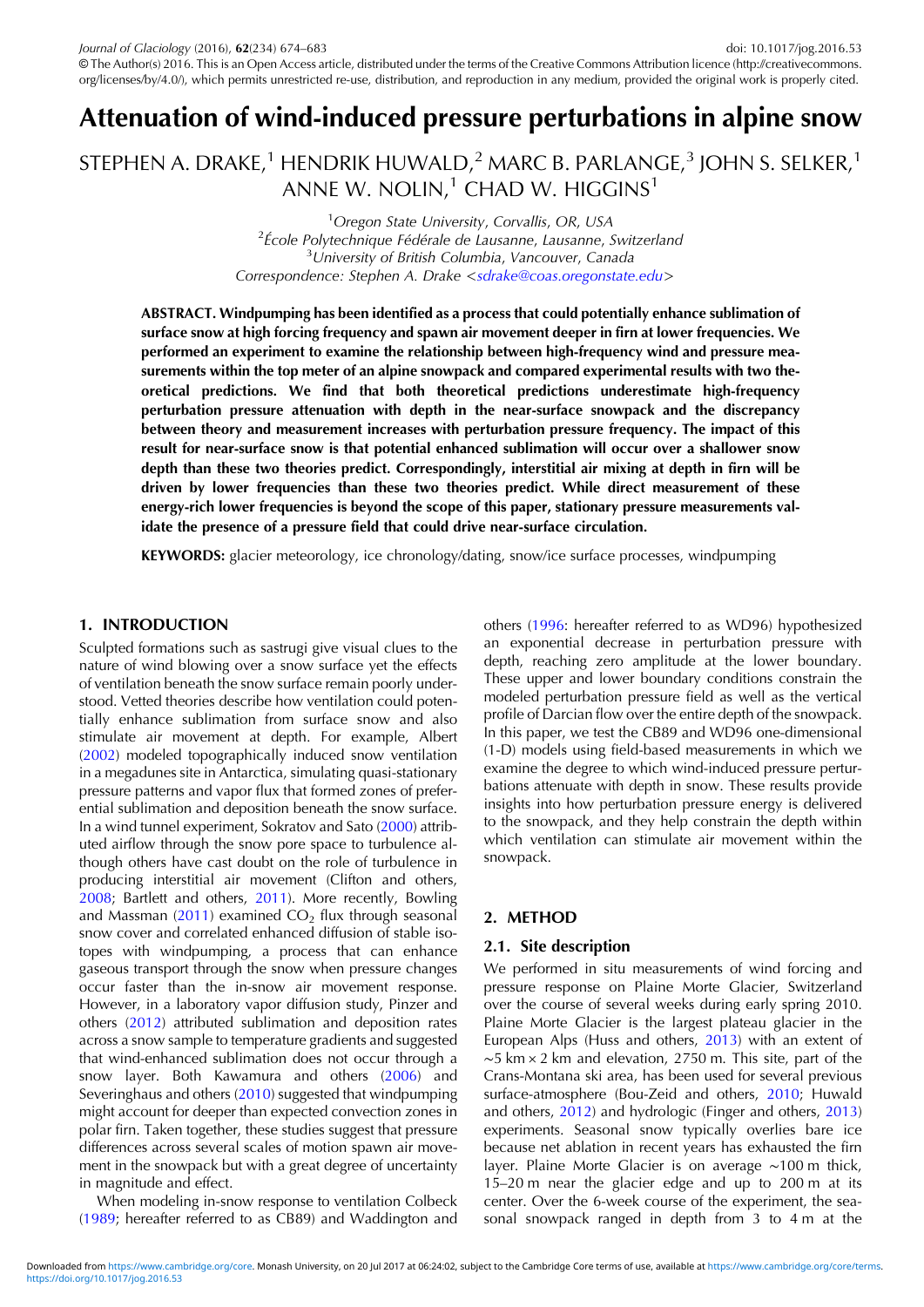# Attenuation of wind-induced pressure perturbations in alpine snow

STEPHEN A. DRAKE,[1] HENDRIK HUWALD,[2] MARC B. PARLANGE,[3] JOHN S. SELKER,[1] ANNE W. NOLIN,[1] CHAD W. HIGGINS[1]

[1]Oregon State University, Corvallis, OR, USA
[2]École Polytechnique Fédérale de Lausanne, Lausanne, Switzerland
[3]University of British Columbia, Vancouver, Canada
Correspondence: Stephen A. Drake <sdrake@coas.oregonstate.edu>

**ABSTRACT. Windpumping has been identified as a process that could potentially enhance sublimation of surface snow at high forcing frequency and spawn air movement deeper in firn at lower frequencies. We performed an experiment to examine the relationship between high-frequency wind and pressure measurements within the top meter of an alpine snowpack and compared experimental results with two theoretical predictions. We find that both theoretical predictions underestimate high-frequency perturbation pressure attenuation with depth in the near-surface snowpack and the discrepancy between theory and measurement increases with perturbation pressure frequency. The impact of this result for near-surface snow is that potential enhanced sublimation will occur over a shallower snow depth than these two theories predict. Correspondingly, interstitial air mixing at depth in firn will be driven by lower frequencies than these two theories predict. While direct measurement of these energy-rich lower frequencies is beyond the scope of this paper, stationary pressure measurements validate the presence of a pressure field that could drive near-surface circulation.**

**KEYWORDS:** glacier meteorology, ice chronology/dating, snow/ice surface processes, windpumping

## 1. INTRODUCTION

Sculpted formations such as sastrugi give visual clues to the nature of wind blowing over a snow surface yet the effects of ventilation beneath the snow surface remain poorly understood. Vetted theories describe how ventilation could potentially enhance sublimation from surface snow and also stimulate air movement at depth. For example, Albert (2002) modeled topographically induced snow ventilation in a megadunes site in Antarctica, simulating quasi-stationary pressure patterns and vapor flux that formed zones of preferential sublimation and deposition beneath the snow surface. In a wind tunnel experiment, Sokratov and Sato (2000) attributed airflow through the snow pore space to turbulence although others have cast doubt on the role of turbulence in producing interstitial air movement (Clifton and others, 2008; Bartlett and others, 2011). More recently, Bowling and Massman (2011) examined $CO_2$ flux through seasonal snow cover and correlated enhanced diffusion of stable isotopes with windpumping, a process that can enhance gaseous transport through the snow when pressure changes occur faster than the in-snow air movement response. However, in a laboratory vapor diffusion study, Pinzer and others (2012) attributed sublimation and deposition rates across a snow sample to temperature gradients and suggested that wind-enhanced sublimation does not occur through a snow layer. Both Kawamura and others (2006) and Severinghaus and others (2010) suggested that windpumping might account for deeper than expected convection zones in polar firn. Taken together, these studies suggest that pressure differences across several scales of motion spawn air movement in the snowpack but with a great degree of uncertainty in magnitude and effect.

When modeling in-snow response to ventilation Colbeck (1989; hereafter referred to as CB89) and Waddington and others (1996: hereafter referred to as WD96) hypothesized an exponential decrease in perturbation pressure with depth, reaching zero amplitude at the lower boundary. These upper and lower boundary conditions constrain the modeled perturbation pressure field as well as the vertical profile of Darcian flow over the entire depth of the snowpack. In this paper, we test the CB89 and WD96 one-dimensional (1-D) models using field-based measurements in which we examine the degree to which wind-induced pressure perturbations attenuate with depth in snow. These results provide insights into how perturbation pressure energy is delivered to the snowpack, and they help constrain the depth within which ventilation can stimulate air movement within the snowpack.

## 2. METHOD

### 2.1. Site description

We performed in situ measurements of wind forcing and pressure response on Plaine Morte Glacier, Switzerland over the course of several weeks during early spring 2010. Plaine Morte Glacier is the largest plateau glacier in the European Alps (Huss and others, 2013) with an extent of ~5 km × 2 km and elevation, 2750 m. This site, part of the Crans-Montana ski area, has been used for several previous surface-atmosphere (Bou-Zeid and others, 2010; Huwald and others, 2012) and hydrologic (Finger and others, 2013) experiments. Seasonal snow typically overlies bare ice because net ablation in recent years has exhausted the firn layer. Plaine Morte Glacier is on average ~100 m thick, 15–20 m near the glacier edge and up to 200 m at its center. Over the 6-week course of the experiment, the seasonal snowpack ranged in depth from 3 to 4 m at the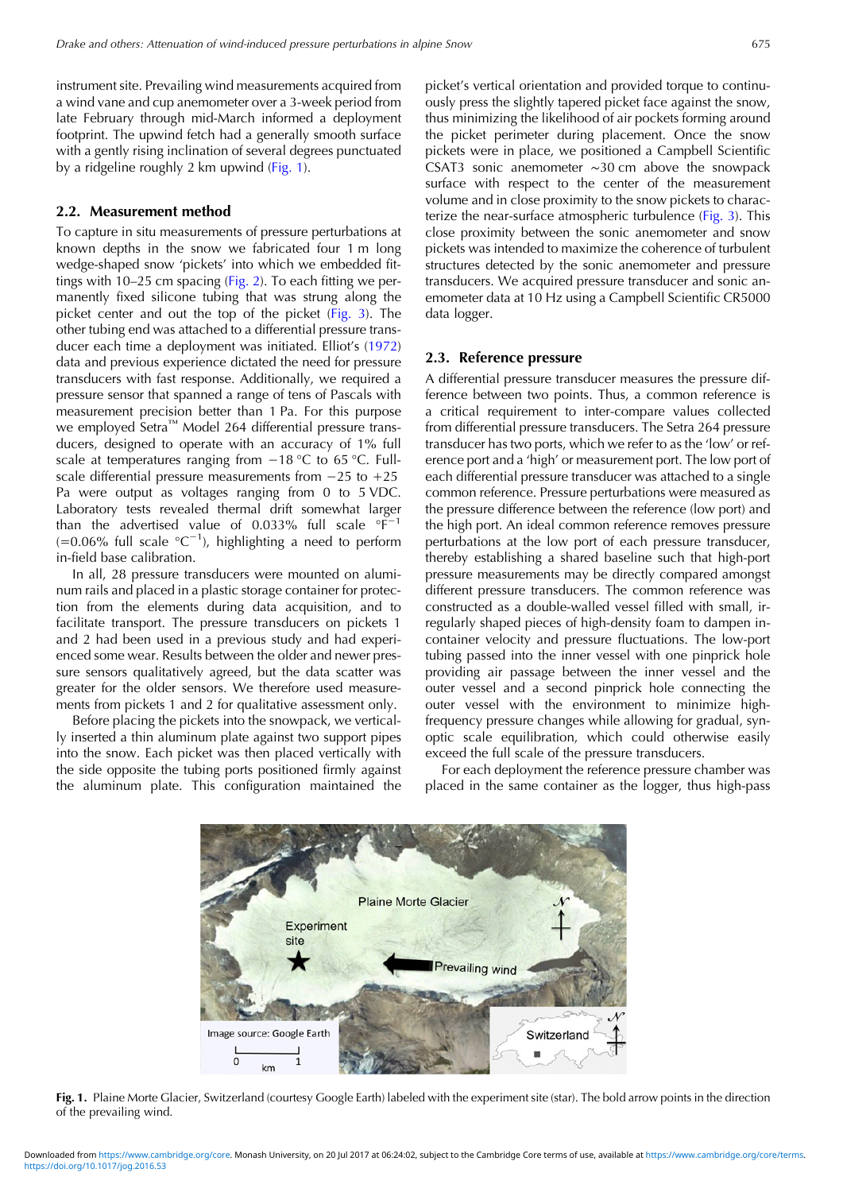instrument site. Prevailing wind measurements acquired from a wind vane and cup anemometer over a 3-week period from late February through mid-March informed a deployment footprint. The upwind fetch had a generally smooth surface with a gently rising inclination of several degrees punctuated by a ridgeline roughly 2 km upwind (Fig. 1).

## 2.2. Measurement method

To capture in situ measurements of pressure perturbations at known depths in the snow we fabricated four 1 m long wedge-shaped snow 'pickets' into which we embedded fittings with 10–25 cm spacing (Fig. 2). To each fitting we permanently fixed silicone tubing that was strung along the picket center and out the top of the picket (Fig. 3). The other tubing end was attached to a differential pressure transducer each time a deployment was initiated. Elliot's (1972) data and previous experience dictated the need for pressure transducers with fast response. Additionally, we required a pressure sensor that spanned a range of tens of Pascals with measurement precision better than 1 Pa. For this purpose we employed Setra™ Model 264 differential pressure transducers, designed to operate with an accuracy of 1% full scale at temperatures ranging from −18 °C to 65 °C. Full-scale differential pressure measurements from −25 to +25 Pa were output as voltages ranging from 0 to 5 VDC. Laboratory tests revealed thermal drift somewhat larger than the advertised value of 0.033% full scale °F$^{-1}$ (=0.06% full scale °C$^{-1}$), highlighting a need to perform in-field base calibration.

In all, 28 pressure transducers were mounted on aluminum rails and placed in a plastic storage container for protection from the elements during data acquisition, and to facilitate transport. The pressure transducers on pickets 1 and 2 had been used in a previous study and had experienced some wear. Results between the older and newer pressure sensors qualitatively agreed, but the data scatter was greater for the older sensors. We therefore used measurements from pickets 1 and 2 for qualitative assessment only.

Before placing the pickets into the snowpack, we vertically inserted a thin aluminum plate against two support pipes into the snow. Each picket was then placed vertically with the side opposite the tubing ports positioned firmly against the aluminum plate. This configuration maintained the picket's vertical orientation and provided torque to continuously press the slightly tapered picket face against the snow, thus minimizing the likelihood of air pockets forming around the picket perimeter during placement. Once the snow pickets were in place, we positioned a Campbell Scientific CSAT3 sonic anemometer ~30 cm above the snowpack surface with respect to the center of the measurement volume and in close proximity to the snow pickets to characterize the near-surface atmospheric turbulence (Fig. 3). This close proximity between the sonic anemometer and snow pickets was intended to maximize the coherence of turbulent structures detected by the sonic anemometer and pressure transducers. We acquired pressure transducer and sonic anemometer data at 10 Hz using a Campbell Scientific CR5000 data logger.

## 2.3. Reference pressure

A differential pressure transducer measures the pressure difference between two points. Thus, a common reference is a critical requirement to inter-compare values collected from differential pressure transducers. The Setra 264 pressure transducer has two ports, which we refer to as the 'low' or reference port and a 'high' or measurement port. The low port of each differential pressure transducer was attached to a single common reference. Pressure perturbations were measured as the pressure difference between the reference (low port) and the high port. An ideal common reference removes pressure perturbations at the low port of each pressure transducer, thereby establishing a shared baseline such that high-port pressure measurements may be directly compared amongst different pressure transducers. The common reference was constructed as a double-walled vessel filled with small, irregularly shaped pieces of high-density foam to dampen in-container velocity and pressure fluctuations. The low-port tubing passed into the inner vessel with one pinprick hole providing air passage between the inner vessel and the outer vessel and a second pinprick hole connecting the outer vessel with the environment to minimize high-frequency pressure changes while allowing for gradual, synoptic scale equilibration, which could otherwise easily exceed the full scale of the pressure transducers.

For each deployment the reference pressure chamber was placed in the same container as the logger, thus high-pass

**Fig. 1.** Plaine Morte Glacier, Switzerland (courtesy Google Earth) labeled with the experiment site (star). The bold arrow points in the direction of the prevailing wind.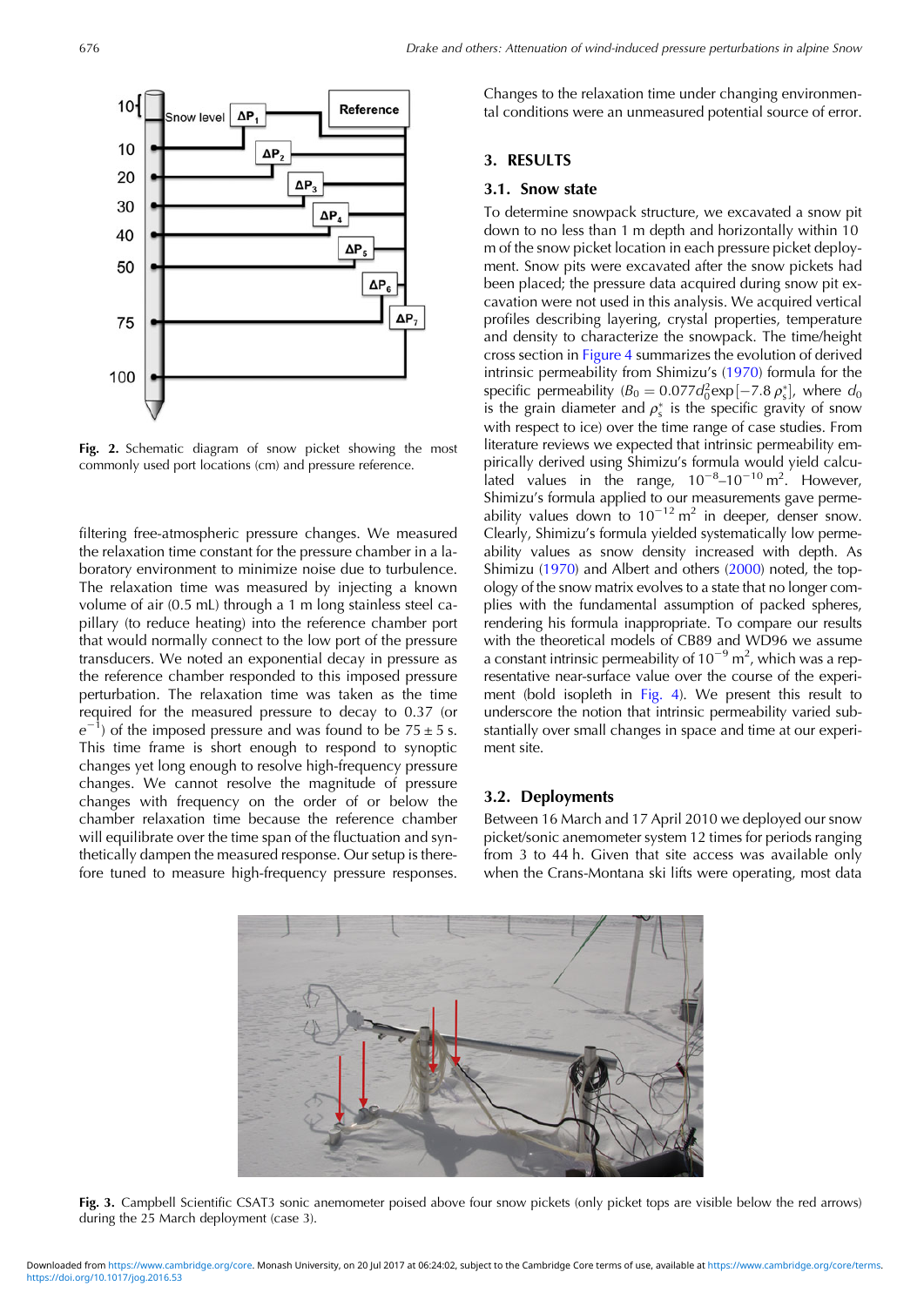Fig. 2. Schematic diagram of snow picket showing the most commonly used port locations (cm) and pressure reference.

filtering free-atmospheric pressure changes. We measured the relaxation time constant for the pressure chamber in a laboratory environment to minimize noise due to turbulence. The relaxation time was measured by injecting a known volume of air (0.5 mL) through a 1 m long stainless steel capillary (to reduce heating) into the reference chamber port that would normally connect to the low port of the pressure transducers. We noted an exponential decay in pressure as the reference chamber responded to this imposed pressure perturbation. The relaxation time was taken as the time required for the measured pressure to decay to 0.37 (or $e^{-1}$) of the imposed pressure and was found to be $75 \pm 5$ s. This time frame is short enough to respond to synoptic changes yet long enough to resolve high-frequency pressure changes. We cannot resolve the magnitude of pressure changes with frequency on the order of or below the chamber relaxation time because the reference chamber will equilibrate over the time span of the fluctuation and synthetically dampen the measured response. Our setup is therefore tuned to measure high-frequency pressure responses. Changes to the relaxation time under changing environmental conditions were an unmeasured potential source of error.

## 3. RESULTS

### 3.1. Snow state

To determine snowpack structure, we excavated a snow pit down to no less than 1 m depth and horizontally within 10 m of the snow picket location in each pressure picket deployment. Snow pits were excavated after the snow pickets had been placed; the pressure data acquired during snow pit excavation were not used in this analysis. We acquired vertical profiles describing layering, crystal properties, temperature and density to characterize the snowpack. The time/height cross section in Figure 4 summarizes the evolution of derived intrinsic permeability from Shimizu's (1970) formula for the specific permeability ($B_0 = 0.077 d_0^2 \exp[-7.8\, \rho_s^*]$, where $d_0$ is the grain diameter and $\rho_s^*$ is the specific gravity of snow with respect to ice) over the time range of case studies. From literature reviews we expected that intrinsic permeability empirically derived using Shimizu's formula would yield calculated values in the range, $10^{-8}$–$10^{-10}$ m$^2$. However, Shimizu's formula applied to our measurements gave permeability values down to $10^{-12}$ m$^2$ in deeper, denser snow. Clearly, Shimizu's formula yielded systematically low permeability values as snow density increased with depth. As Shimizu (1970) and Albert and others (2000) noted, the topology of the snow matrix evolves to a state that no longer complies with the fundamental assumption of packed spheres, rendering his formula inappropriate. To compare our results with the theoretical models of CB89 and WD96 we assume a constant intrinsic permeability of $10^{-9}$ m$^2$, which was a representative near-surface value over the course of the experiment (bold isopleth in Fig. 4). We present this result to underscore the notion that intrinsic permeability varied substantially over small changes in space and time at our experiment site.

### 3.2. Deployments

Between 16 March and 17 April 2010 we deployed our snow picket/sonic anemometer system 12 times for periods ranging from 3 to 44 h. Given that site access was available only when the Crans-Montana ski lifts were operating, most data

Fig. 3. Campbell Scientific CSAT3 sonic anemometer poised above four snow pickets (only picket tops are visible below the red arrows) during the 25 March deployment (case 3).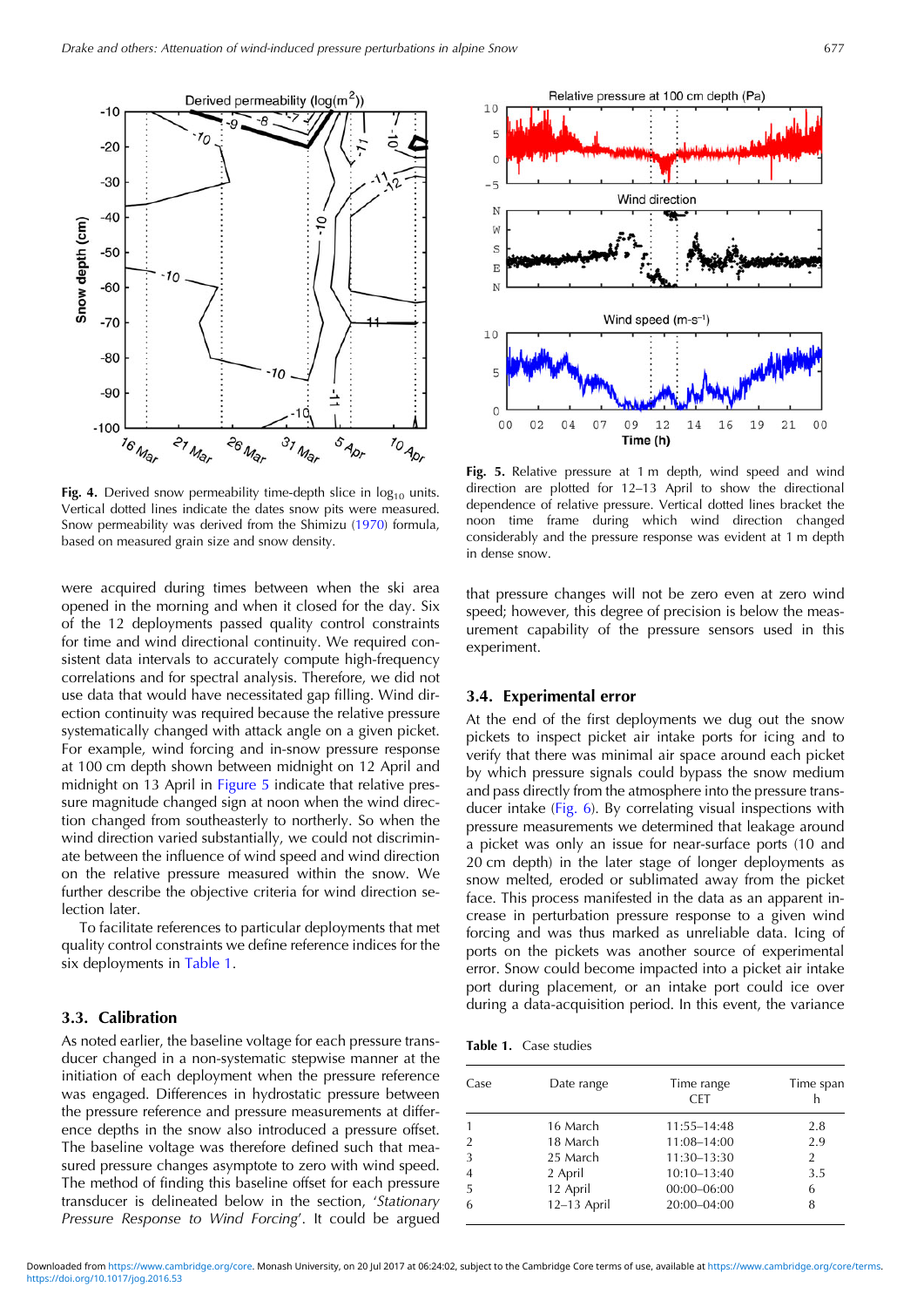Fig. 4. Derived snow permeability time-depth slice in $\log_{10}$ units. Vertical dotted lines indicate the dates snow pits were measured. Snow permeability was derived from the Shimizu (1970) formula, based on measured grain size and snow density.

Fig. 5. Relative pressure at 1 m depth, wind speed and wind direction are plotted for 12–13 April to show the directional dependence of relative pressure. Vertical dotted lines bracket the noon time frame during which wind direction changed considerably and the pressure response was evident at 1 m depth in dense snow.

were acquired during times between when the ski area opened in the morning and when it closed for the day. Six of the 12 deployments passed quality control constraints for time and wind directional continuity. We required consistent data intervals to accurately compute high-frequency correlations and for spectral analysis. Therefore, we did not use data that would have necessitated gap filling. Wind direction continuity was required because the relative pressure systematically changed with attack angle on a given picket. For example, wind forcing and in-snow pressure response at 100 cm depth shown between midnight on 12 April and midnight on 13 April in Figure 5 indicate that relative pressure magnitude changed sign at noon when the wind direction changed from southeasterly to northerly. So when the wind direction varied substantially, we could not discriminate between the influence of wind speed and wind direction on the relative pressure measured within the snow. We further describe the objective criteria for wind direction selection later.

To facilitate references to particular deployments that met quality control constraints we define reference indices for the six deployments in Table 1.

### 3.3. Calibration

As noted earlier, the baseline voltage for each pressure transducer changed in a non-systematic stepwise manner at the initiation of each deployment when the pressure reference was engaged. Differences in hydrostatic pressure between the pressure reference and pressure measurements at difference depths in the snow also introduced a pressure offset. The baseline voltage was therefore defined such that measured pressure changes asymptote to zero with wind speed. The method of finding this baseline offset for each pressure transducer is delineated below in the section, '*Stationary Pressure Response to Wind Forcing*'. It could be argued that pressure changes will not be zero even at zero wind speed; however, this degree of precision is below the measurement capability of the pressure sensors used in this experiment.

### 3.4. Experimental error

At the end of the first deployments we dug out the snow pickets to inspect picket air intake ports for icing and to verify that there was minimal air space around each picket by which pressure signals could bypass the snow medium and pass directly from the atmosphere into the pressure transducer intake (Fig. 6). By correlating visual inspections with pressure measurements we determined that leakage around a picket was only an issue for near-surface ports (10 and 20 cm depth) in the later stage of longer deployments as snow melted, eroded or sublimated away from the picket face. This process manifested in the data as an apparent increase in perturbation pressure response to a given wind forcing and was thus marked as unreliable data. Icing of ports on the pickets was another source of experimental error. Snow could become impacted into a picket air intake port during placement, or an intake port could ice over during a data-acquisition period. In this event, the variance

**Table 1.** Case studies

| Case | Date range | Time range CET | Time span h |
|---|---|---|---|
| 1 | 16 March | 11:55–14:48 | 2.8 |
| 2 | 18 March | 11:08–14:00 | 2.9 |
| 3 | 25 March | 11:30–13:30 | 2 |
| 4 | 2 April | 10:10–13:40 | 3.5 |
| 5 | 12 April | 00:00–06:00 | 6 |
| 6 | 12–13 April | 20:00–04:00 | 8 |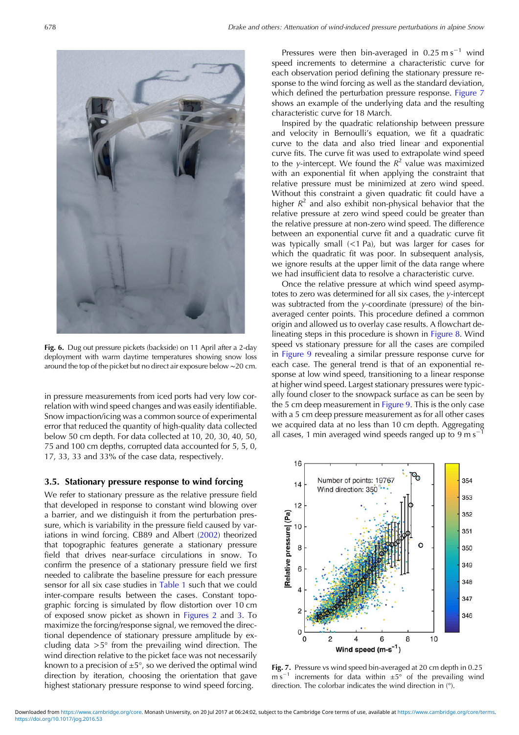Fig. 6. Dug out pressure pickets (backside) on 11 April after a 2-day deployment with warm daytime temperatures showing snow loss around the top of the picket but no direct air exposure below ~20 cm.

in pressure measurements from iced ports had very low correlation with wind speed changes and was easily identifiable. Snow impaction/icing was a common source of experimental error that reduced the quantity of high-quality data collected below 50 cm depth. For data collected at 10, 20, 30, 40, 50, 75 and 100 cm depths, corrupted data accounted for 5, 5, 0, 17, 33, 33 and 33% of the case data, respectively.

### 3.5. Stationary pressure response to wind forcing

We refer to stationary pressure as the relative pressure field that developed in response to constant wind blowing over a barrier, and we distinguish it from the perturbation pressure, which is variability in the pressure field caused by variations in wind forcing. CB89 and Albert (2002) theorized that topographic features generate a stationary pressure field that drives near-surface circulations in snow. To confirm the presence of a stationary pressure field we first needed to calibrate the baseline pressure for each pressure sensor for all six case studies in Table 1 such that we could inter-compare results between the cases. Constant topographic forcing is simulated by flow distortion over 10 cm of exposed snow picket as shown in Figures 2 and 3. To maximize the forcing/response signal, we removed the directional dependence of stationary pressure amplitude by excluding data >5° from the prevailing wind direction. The wind direction relative to the picket face was not necessarily known to a precision of ±5°, so we derived the optimal wind direction by iteration, choosing the orientation that gave highest stationary pressure response to wind speed forcing.

Pressures were then bin-averaged in 0.25 m s$^{-1}$ wind speed increments to determine a characteristic curve for each observation period defining the stationary pressure response to the wind forcing as well as the standard deviation, which defined the perturbation pressure response. Figure 7 shows an example of the underlying data and the resulting characteristic curve for 18 March.

Inspired by the quadratic relationship between pressure and velocity in Bernoulli's equation, we fit a quadratic curve to the data and also tried linear and exponential curve fits. The curve fit was used to extrapolate wind speed to the *y*-intercept. We found the $R^2$ value was maximized with an exponential fit when applying the constraint that relative pressure must be minimized at zero wind speed. Without this constraint a given quadratic fit could have a higher $R^2$ and also exhibit non-physical behavior that the relative pressure at zero wind speed could be greater than the relative pressure at non-zero wind speed. The difference between an exponential curve fit and a quadratic curve fit was typically small (<1 Pa), but was larger for cases for which the quadratic fit was poor. In subsequent analysis, we ignore results at the upper limit of the data range where we had insufficient data to resolve a characteristic curve.

Once the relative pressure at which wind speed asymptotes to zero was determined for all six cases, the *y*-intercept was subtracted from the *y*-coordinate (pressure) of the bin-averaged center points. This procedure defined a common origin and allowed us to overlay case results. A flowchart delineating steps in this procedure is shown in Figure 8. Wind speed vs stationary pressure for all the cases are compiled in Figure 9 revealing a similar pressure response curve for each case. The general trend is that of an exponential response at low wind speed, transitioning to a linear response at higher wind speed. Largest stationary pressures were typically found closer to the snowpack surface as can be seen by the 5 cm deep measurement in Figure 9. This is the only case with a 5 cm deep pressure measurement as for all other cases we acquired data at no less than 10 cm depth. Aggregating all cases, 1 min averaged wind speeds ranged up to 9 m s$^{-1}$

Fig. 7. Pressure vs wind speed bin-averaged at 20 cm depth in 0.25 m s$^{-1}$ increments for data within ±5° of the prevailing wind direction. The colorbar indicates the wind direction in (°).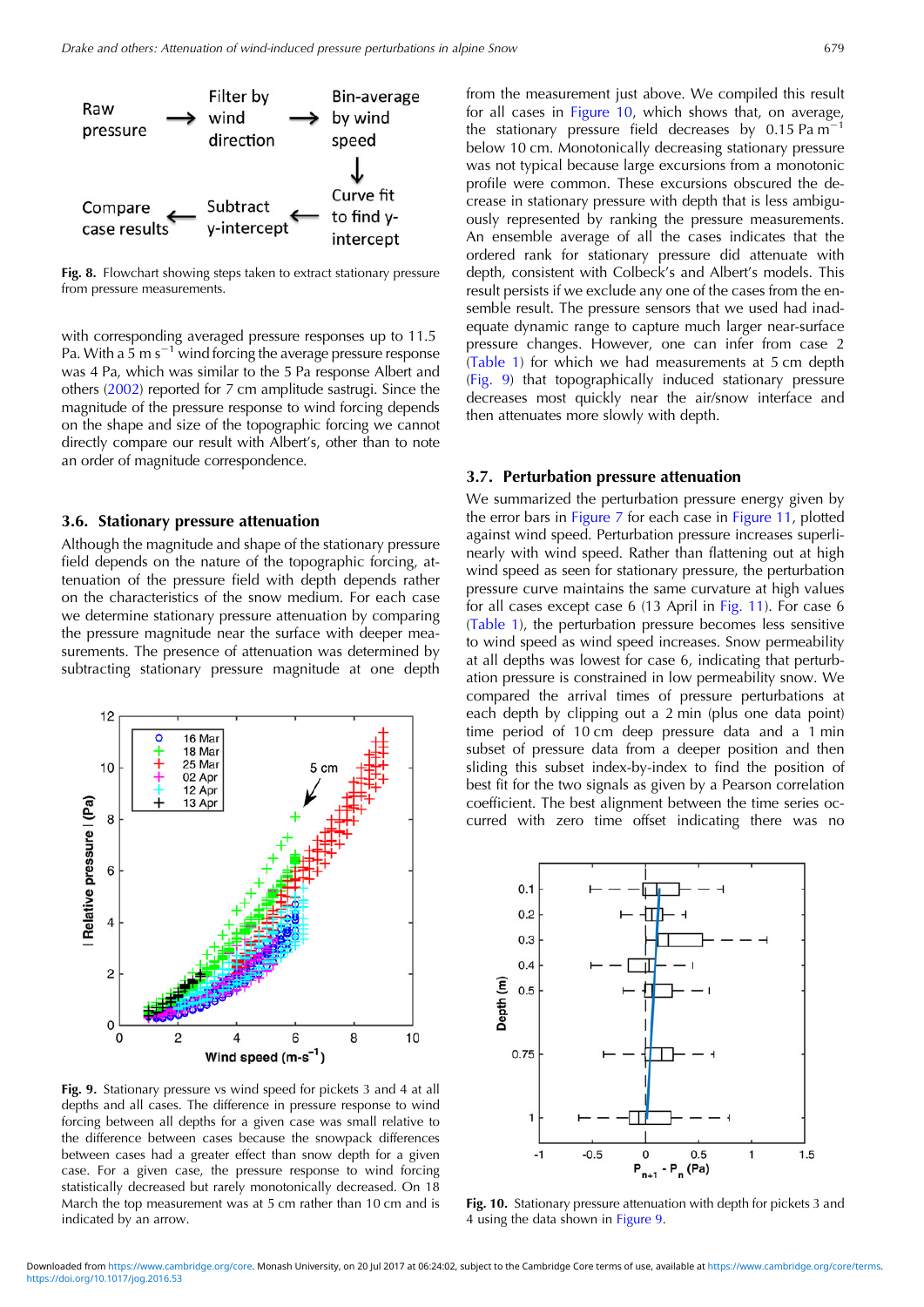Fig. 8. Flowchart showing steps taken to extract stationary pressure from pressure measurements.

with corresponding averaged pressure responses up to 11.5 Pa. With a 5 m $s^{-1}$ wind forcing the average pressure response was 4 Pa, which was similar to the 5 Pa response Albert and others (2002) reported for 7 cm amplitude sastrugi. Since the magnitude of the pressure response to wind forcing depends on the shape and size of the topographic forcing we cannot directly compare our result with Albert's, other than to note an order of magnitude correspondence.

### 3.6. Stationary pressure attenuation

Although the magnitude and shape of the stationary pressure field depends on the nature of the topographic forcing, attenuation of the pressure field with depth depends rather on the characteristics of the snow medium. For each case we determine stationary pressure attenuation by comparing the pressure magnitude near the surface with deeper measurements. The presence of attenuation was determined by subtracting stationary pressure magnitude at one depth from the measurement just above. We compiled this result for all cases in Figure 10, which shows that, on average, the stationary pressure field decreases by 0.15 Pa $m^{-1}$ below 10 cm. Monotonically decreasing stationary pressure was not typical because large excursions from a monotonic profile were common. These excursions obscured the decrease in stationary pressure with depth that is less ambiguously represented by ranking the pressure measurements. An ensemble average of all the cases indicates that the ordered rank for stationary pressure did attenuate with depth, consistent with Colbeck's and Albert's models. This result persists if we exclude any one of the cases from the ensemble result. The pressure sensors that we used had inadequate dynamic range to capture much larger near-surface pressure changes. However, one can infer from case 2 (Table 1) for which we had measurements at 5 cm depth (Fig. 9) that topographically induced stationary pressure decreases most quickly near the air/snow interface and then attenuates more slowly with depth.

Fig. 9. Stationary pressure vs wind speed for pickets 3 and 4 at all depths and all cases. The difference in pressure response to wind forcing between all depths for a given case was small relative to the difference between cases because the snowpack differences between cases had a greater effect than snow depth for a given case. For a given case, the pressure response to wind forcing statistically decreased but rarely monotonically decreased. On 18 March the top measurement was at 5 cm rather than 10 cm and is indicated by an arrow.

### 3.7. Perturbation pressure attenuation

We summarized the perturbation pressure energy given by the error bars in Figure 7 for each case in Figure 11, plotted against wind speed. Perturbation pressure increases superlinearly with wind speed. Rather than flattening out at high wind speed as seen for stationary pressure, the perturbation pressure curve maintains the same curvature at high values for all cases except case 6 (13 April in Fig. 11). For case 6 (Table 1), the perturbation pressure becomes less sensitive to wind speed as wind speed increases. Snow permeability at all depths was lowest for case 6, indicating that perturbation pressure is constrained in low permeability snow. We compared the arrival times of pressure perturbations at each depth by clipping out a 2 min (plus one data point) time period of 10 cm deep pressure data and a 1 min subset of pressure data from a deeper position and then sliding this subset index-by-index to find the position of best fit for the two signals as given by a Pearson correlation coefficient. The best alignment between the time series occurred with zero time offset indicating there was no

Fig. 10. Stationary pressure attenuation with depth for pickets 3 and 4 using the data shown in Figure 9.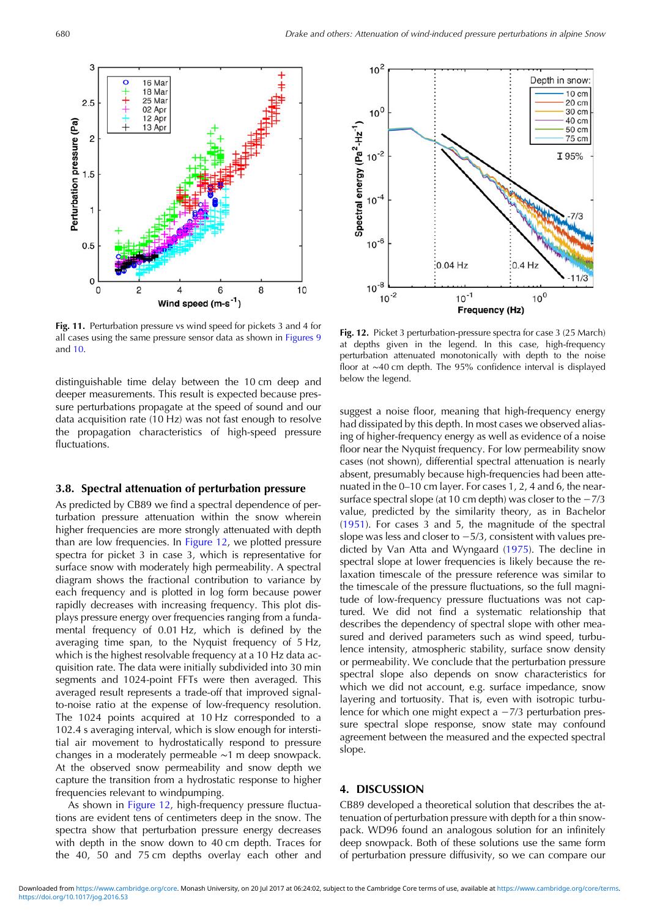Fig. 11. Perturbation pressure vs wind speed for pickets 3 and 4 for all cases using the same pressure sensor data as shown in Figures 9 and 10.

Fig. 12. Picket 3 perturbation-pressure spectra for case 3 (25 March) at depths given in the legend. In this case, high-frequency perturbation attenuated monotonically with depth to the noise floor at ~40 cm depth. The 95% confidence interval is displayed below the legend.

distinguishable time delay between the 10 cm deep and deeper measurements. This result is expected because pressure perturbations propagate at the speed of sound and our data acquisition rate (10 Hz) was not fast enough to resolve the propagation characteristics of high-speed pressure fluctuations.

### 3.8. Spectral attenuation of perturbation pressure

As predicted by CB89 we find a spectral dependence of perturbation pressure attenuation within the snow wherein higher frequencies are more strongly attenuated with depth than are low frequencies. In Figure 12, we plotted pressure spectra for picket 3 in case 3, which is representative for surface snow with moderately high permeability. A spectral diagram shows the fractional contribution to variance by each frequency and is plotted in log form because power rapidly decreases with increasing frequency. This plot displays pressure energy over frequencies ranging from a fundamental frequency of 0.01 Hz, which is defined by the averaging time span, to the Nyquist frequency of 5 Hz, which is the highest resolvable frequency at a 10 Hz data acquisition rate. The data were initially subdivided into 30 min segments and 1024-point FFTs were then averaged. This averaged result represents a trade-off that improved signal-to-noise ratio at the expense of low-frequency resolution. The 1024 points acquired at 10 Hz corresponded to a 102.4 s averaging interval, which is slow enough for interstitial air movement to hydrostatically respond to pressure changes in a moderately permeable ~1 m deep snowpack. At the observed snow permeability and snow depth we capture the transition from a hydrostatic response to higher frequencies relevant to windpumping.

As shown in Figure 12, high-frequency pressure fluctuations are evident tens of centimeters deep in the snow. The spectra show that perturbation pressure energy decreases with depth in the snow down to 40 cm depth. Traces for the 40, 50 and 75 cm depths overlay each other and suggest a noise floor, meaning that high-frequency energy had dissipated by this depth. In most cases we observed aliasing of higher-frequency energy as well as evidence of a noise floor near the Nyquist frequency. For low permeability snow cases (not shown), differential spectral attenuation is nearly absent, presumably because high-frequencies had been attenuated in the 0–10 cm layer. For cases 1, 2, 4 and 6, the near-surface spectral slope (at 10 cm depth) was closer to the $-7/3$ value, predicted by the similarity theory, as in Bachelor (1951). For cases 3 and 5, the magnitude of the spectral slope was less and closer to $-5/3$, consistent with values predicted by Van Atta and Wyngaard (1975). The decline in spectral slope at lower frequencies is likely because the relaxation timescale of the pressure reference was similar to the timescale of the pressure fluctuations, so the full magnitude of low-frequency pressure fluctuations was not captured. We did not find a systematic relationship that describes the dependency of spectral slope with other measured and derived parameters such as wind speed, turbulence intensity, atmospheric stability, surface snow density or permeability. We conclude that the perturbation pressure spectral slope also depends on snow characteristics for which we did not account, e.g. surface impedance, snow layering and tortuosity. That is, even with isotropic turbulence for which one might expect a $-7/3$ perturbation pressure spectral slope response, snow state may confound agreement between the measured and the expected spectral slope.

## 4. DISCUSSION

CB89 developed a theoretical solution that describes the attenuation of perturbation pressure with depth for a thin snowpack. WD96 found an analogous solution for an infinitely deep snowpack. Both of these solutions use the same form of perturbation pressure diffusivity, so we can compare our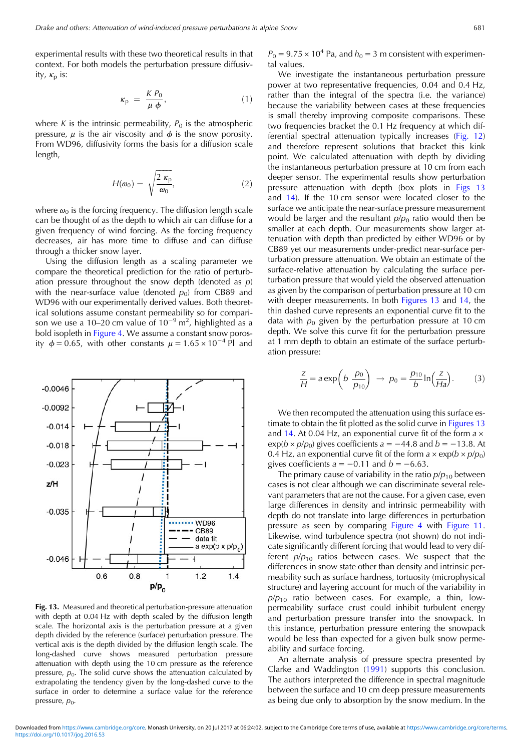experimental results with these two theoretical results in that context. For both models the perturbation pressure diffusivity, $\kappa_p$ is:

$$\kappa_p = \frac{K P_0}{\mu \phi}, \tag{1}$$

where $K$ is the intrinsic permeability, $P_0$ is the atmospheric pressure, $\mu$ is the air viscosity and $\phi$ is the snow porosity. From WD96, diffusivity forms the basis for a diffusion scale length,

$$H(\omega_0) = \sqrt{\frac{2\kappa_p}{\omega_0}}, \tag{2}$$

where $\omega_0$ is the forcing frequency. The diffusion length scale can be thought of as the depth to which air can diffuse for a given frequency of wind forcing. As the forcing frequency decreases, air has more time to diffuse and can diffuse through a thicker snow layer.

Using the diffusion length as a scaling parameter we compare the theoretical prediction for the ratio of perturbation pressure throughout the snow depth (denoted as $p$) with the near-surface value (denoted $p_0$) from CB89 and WD96 with our experimentally derived values. Both theoretical solutions assume constant permeability so for comparison we use a 10–20 cm value of $10^{-9}$ m$^2$, highlighted as a bold isopleth in Figure 4. We assume a constant snow porosity $\phi = 0.65$, with other constants $\mu = 1.65 \times 10^{-4}$ Pl and $P_0 = 9.75 \times 10^4$ Pa, and $h_0 = 3$ m consistent with experimental values.

We investigate the instantaneous perturbation pressure power at two representative frequencies, 0.04 and 0.4 Hz, rather than the integral of the spectra (i.e. the variance) because the variability between cases at these frequencies is small thereby improving composite comparisons. These two frequencies bracket the 0.1 Hz frequency at which differential spectral attenuation typically increases (Fig. 12) and therefore represent solutions that bracket this kink point. We calculated attenuation with depth by dividing the instantaneous perturbation pressure at 10 cm from each deeper sensor. The experimental results show perturbation pressure attenuation with depth (box plots in Figs 13 and 14). If the 10 cm sensor were located closer to the surface we anticipate the near-surface pressure measurement would be larger and the resultant $p/p_0$ ratio would then be smaller at each depth. Our measurements show larger attenuation with depth than predicted by either WD96 or by CB89 yet our measurements under-predict near-surface perturbation pressure attenuation. We obtain an estimate of the surface-relative attenuation by calculating the surface perturbation pressure that would yield the observed attenuation as given by the comparison of perturbation pressure at 10 cm with deeper measurements. In both Figures 13 and 14, the thin dashed curve represents an exponential curve fit to the data with $p_0$ given by the perturbation pressure at 10 cm depth. We solve this curve fit for the perturbation pressure at 1 mm depth to obtain an estimate of the surface perturbation pressure:

$$\frac{z}{H} = a \exp\left(b \frac{p_0}{p_{10}}\right) \rightarrow p_0 = \frac{p_{10}}{b} \ln\left(\frac{z}{Ha}\right). \tag{3}$$

We then recomputed the attenuation using this surface estimate to obtain the fit plotted as the solid curve in Figures 13 and 14. At 0.04 Hz, an exponential curve fit of the form $a \times \exp(b \times p/p_0)$ gives coefficients $a = -44.8$ and $b = -13.8$. At 0.4 Hz, an exponential curve fit of the form $a \times \exp(b \times p/p_0)$ gives coefficients $a = -0.11$ and $b = -6.63$.

The primary cause of variability in the ratio $p/p_{10}$ between cases is not clear although we can discriminate several relevant parameters that are not the cause. For a given case, even large differences in density and intrinsic permeability with depth do not translate into large differences in perturbation pressure as seen by comparing Figure 4 with Figure 11. Likewise, wind turbulence spectra (not shown) do not indicate significantly different forcing that would lead to very different $p/p_{10}$ ratios between cases. We suspect that the differences in snow state other than density and intrinsic permeability such as surface hardness, tortuosity (microphysical structure) and layering account for much of the variability in $p/p_{10}$ ratio between cases. For example, a thin, low-permeability surface crust could inhibit turbulent energy and perturbation pressure transfer into the snowpack. In this instance, perturbation pressure entering the snowpack would be less than expected for a given bulk snow permeability and surface forcing.

An alternate analysis of pressure spectra presented by Clarke and Waddington (1991) supports this conclusion. The authors interpreted the difference in spectral magnitude between the surface and 10 cm deep pressure measurements as being due only to absorption by the snow medium. In the

**Fig. 13.** Measured and theoretical perturbation-pressure attenuation with depth at 0.04 Hz with depth scaled by the diffusion length scale. The horizontal axis is the perturbation pressure at a given depth divided by the reference (surface) perturbation pressure. The vertical axis is the depth divided by the diffusion length scale. The long-dashed curve shows measured perturbation pressure attenuation with depth using the 10 cm pressure as the reference pressure, $p_0$. The solid curve shows the attenuation calculated by extrapolating the tendency given by the long-dashed curve to the surface in order to determine a surface value for the reference pressure, $p_0$.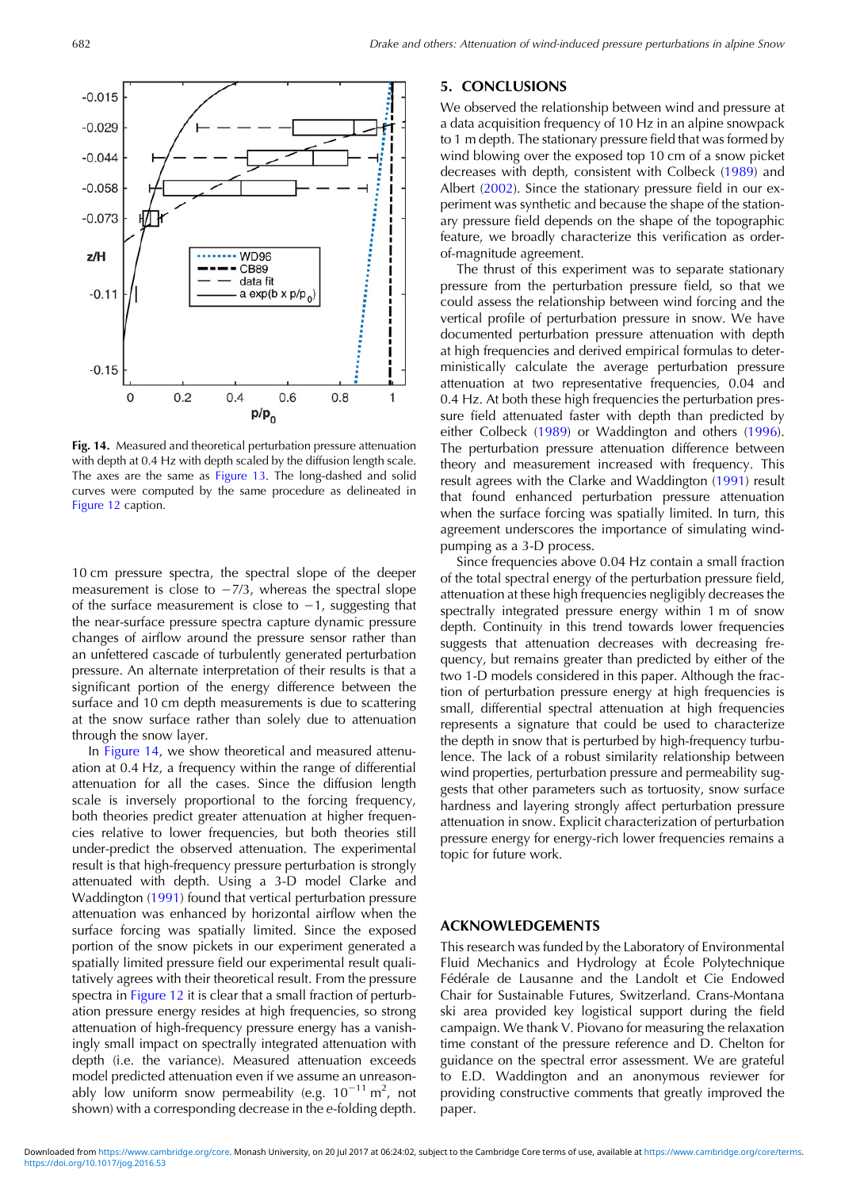**Fig. 14.** Measured and theoretical perturbation pressure attenuation with depth at 0.4 Hz with depth scaled by the diffusion length scale. The axes are the same as Figure 13. The long-dashed and solid curves were computed by the same procedure as delineated in Figure 12 caption.

10 cm pressure spectra, the spectral slope of the deeper measurement is close to $-7/3$, whereas the spectral slope of the surface measurement is close to $-1$, suggesting that the near-surface pressure spectra capture dynamic pressure changes of airflow around the pressure sensor rather than an unfettered cascade of turbulently generated perturbation pressure. An alternate interpretation of their results is that a significant portion of the energy difference between the surface and 10 cm depth measurements is due to scattering at the snow surface rather than solely due to attenuation through the snow layer.

In Figure 14, we show theoretical and measured attenuation at 0.4 Hz, a frequency within the range of differential attenuation for all the cases. Since the diffusion length scale is inversely proportional to the forcing frequency, both theories predict greater attenuation at higher frequencies relative to lower frequencies, but both theories still under-predict the observed attenuation. The experimental result is that high-frequency pressure perturbation is strongly attenuated with depth. Using a 3-D model Clarke and Waddington (1991) found that vertical perturbation pressure attenuation was enhanced by horizontal airflow when the surface forcing was spatially limited. Since the exposed portion of the snow pickets in our experiment generated a spatially limited pressure field our experimental result qualitatively agrees with their theoretical result. From the pressure spectra in Figure 12 it is clear that a small fraction of perturbation pressure energy resides at high frequencies, so strong attenuation of high-frequency pressure energy has a vanishingly small impact on spectrally integrated attenuation with depth (i.e. the variance). Measured attenuation exceeds model predicted attenuation even if we assume an unreasonably low uniform snow permeability (e.g. $10^{-11}$ m$^2$, not shown) with a corresponding decrease in the *e*-folding depth.

## 5. CONCLUSIONS

We observed the relationship between wind and pressure at a data acquisition frequency of 10 Hz in an alpine snowpack to 1 m depth. The stationary pressure field that was formed by wind blowing over the exposed top 10 cm of a snow picket decreases with depth, consistent with Colbeck (1989) and Albert (2002). Since the stationary pressure field in our experiment was synthetic and because the shape of the stationary pressure field depends on the shape of the topographic feature, we broadly characterize this verification as order-of-magnitude agreement.

The thrust of this experiment was to separate stationary pressure from the perturbation pressure field, so that we could assess the relationship between wind forcing and the vertical profile of perturbation pressure in snow. We have documented perturbation pressure attenuation with depth at high frequencies and derived empirical formulas to deterministically calculate the average perturbation pressure attenuation at two representative frequencies, 0.04 and 0.4 Hz. At both these high frequencies the perturbation pressure field attenuated faster with depth than predicted by either Colbeck (1989) or Waddington and others (1996). The perturbation pressure attenuation difference between theory and measurement increased with frequency. This result agrees with the Clarke and Waddington (1991) result that found enhanced perturbation pressure attenuation when the surface forcing was spatially limited. In turn, this agreement underscores the importance of simulating wind-pumping as a 3-D process.

Since frequencies above 0.04 Hz contain a small fraction of the total spectral energy of the perturbation pressure field, attenuation at these high frequencies negligibly decreases the spectrally integrated pressure energy within 1 m of snow depth. Continuity in this trend towards lower frequencies suggests that attenuation decreases with decreasing frequency, but remains greater than predicted by either of the two 1-D models considered in this paper. Although the fraction of perturbation pressure energy at high frequencies is small, differential spectral attenuation at high frequencies represents a signature that could be used to characterize the depth in snow that is perturbed by high-frequency turbulence. The lack of a robust similarity relationship between wind properties, perturbation pressure and permeability suggests that other parameters such as tortuosity, snow surface hardness and layering strongly affect perturbation pressure attenuation in snow. Explicit characterization of perturbation pressure energy for energy-rich lower frequencies remains a topic for future work.

## ACKNOWLEDGEMENTS

This research was funded by the Laboratory of Environmental Fluid Mechanics and Hydrology at École Polytechnique Fédérale de Lausanne and the Landolt et Cie Endowed Chair for Sustainable Futures, Switzerland. Crans-Montana ski area provided key logistical support during the field campaign. We thank V. Piovano for measuring the relaxation time constant of the pressure reference and D. Chelton for guidance on the spectral error assessment. We are grateful to E.D. Waddington and an anonymous reviewer for providing constructive comments that greatly improved the paper.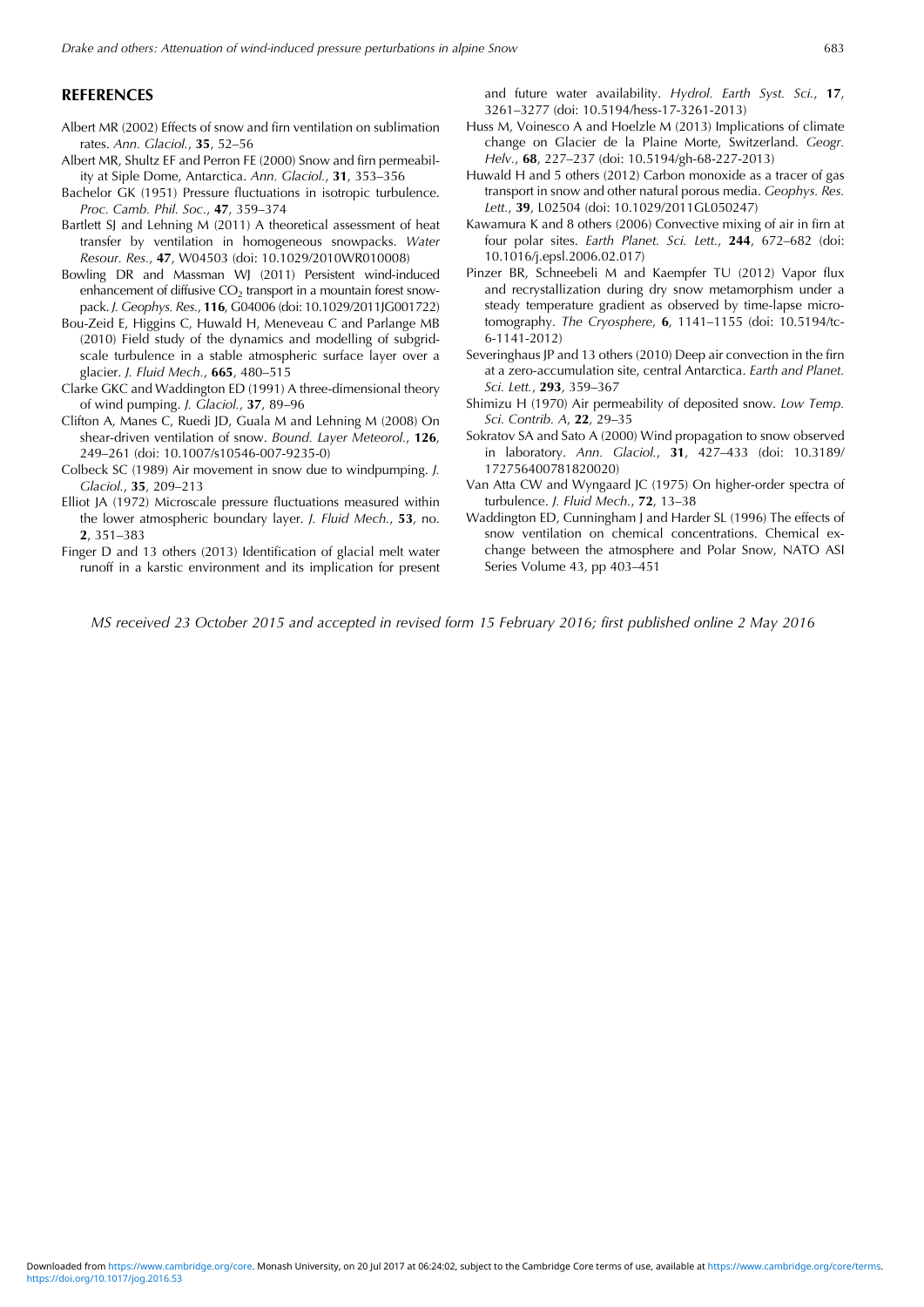## REFERENCES

Albert MR (2002) Effects of snow and firn ventilation on sublimation rates. *Ann. Glaciol.*, **35**, 52–56

Albert MR, Shultz EF and Perron FE (2000) Snow and firn permeability at Siple Dome, Antarctica. *Ann. Glaciol.*, **31**, 353–356

Bachelor GK (1951) Pressure fluctuations in isotropic turbulence. *Proc. Camb. Phil. Soc.*, **47**, 359–374

Bartlett SJ and Lehning M (2011) A theoretical assessment of heat transfer by ventilation in homogeneous snowpacks. *Water Resour. Res.*, **47**, W04503 (doi: 10.1029/2010WR010008)

Bowling DR and Massman WJ (2011) Persistent wind-induced enhancement of diffusive $CO_2$ transport in a mountain forest snowpack. *J. Geophys. Res.*, **116**, G04006 (doi: 10.1029/2011JG001722)

Bou-Zeid E, Higgins C, Huwald H, Meneveau C and Parlange MB (2010) Field study of the dynamics and modelling of subgrid-scale turbulence in a stable atmospheric surface layer over a glacier. *J. Fluid Mech.*, **665**, 480–515

Clarke GKC and Waddington ED (1991) A three-dimensional theory of wind pumping. *J. Glaciol.*, **37**, 89–96

Clifton A, Manes C, Ruedi JD, Guala M and Lehning M (2008) On shear-driven ventilation of snow. *Bound. Layer Meteorol.*, **126**, 249–261 (doi: 10.1007/s10546-007-9235-0)

Colbeck SC (1989) Air movement in snow due to windpumping. *J. Glaciol.*, **35**, 209–213

Elliot JA (1972) Microscale pressure fluctuations measured within the lower atmospheric boundary layer. *J. Fluid Mech.*, **53**, no. **2**, 351–383

Finger D and 13 others (2013) Identification of glacial melt water runoff in a karstic environment and its implication for present and future water availability. *Hydrol. Earth Syst. Sci.*, **17**, 3261–3277 (doi: 10.5194/hess-17-3261-2013)

Huss M, Voinesco A and Hoelzle M (2013) Implications of climate change on Glacier de la Plaine Morte, Switzerland. *Geogr. Helv.*, **68**, 227–237 (doi: 10.5194/gh-68-227-2013)

Huwald H and 5 others (2012) Carbon monoxide as a tracer of gas transport in snow and other natural porous media. *Geophys. Res. Lett.*, **39**, L02504 (doi: 10.1029/2011GL050247)

Kawamura K and 8 others (2006) Convective mixing of air in firn at four polar sites. *Earth Planet. Sci. Lett.*, **244**, 672–682 (doi: 10.1016/j.epsl.2006.02.017)

Pinzer BR, Schneebeli M and Kaempfer TU (2012) Vapor flux and recrystallization during dry snow metamorphism under a steady temperature gradient as observed by time-lapse micro-tomography. *The Cryosphere*, **6**, 1141–1155 (doi: 10.5194/tc-6-1141-2012)

Severinghaus JP and 13 others (2010) Deep air convection in the firn at a zero-accumulation site, central Antarctica. *Earth and Planet. Sci. Lett.*, **293**, 359–367

Shimizu H (1970) Air permeability of deposited snow. *Low Temp. Sci. Contrib. A*, **22**, 29–35

Sokratov SA and Sato A (2000) Wind propagation to snow observed in laboratory. *Ann. Glaciol.*, **31**, 427–433 (doi: 10.3189/172756400781820020)

Van Atta CW and Wyngaard JC (1975) On higher-order spectra of turbulence. *J. Fluid Mech.*, **72**, 13–38

Waddington ED, Cunningham J and Harder SL (1996) The effects of snow ventilation on chemical concentrations. Chemical exchange between the atmosphere and Polar Snow, NATO ASI Series Volume 43, pp 403–451

*MS received 23 October 2015 and accepted in revised form 15 February 2016; first published online 2 May 2016*